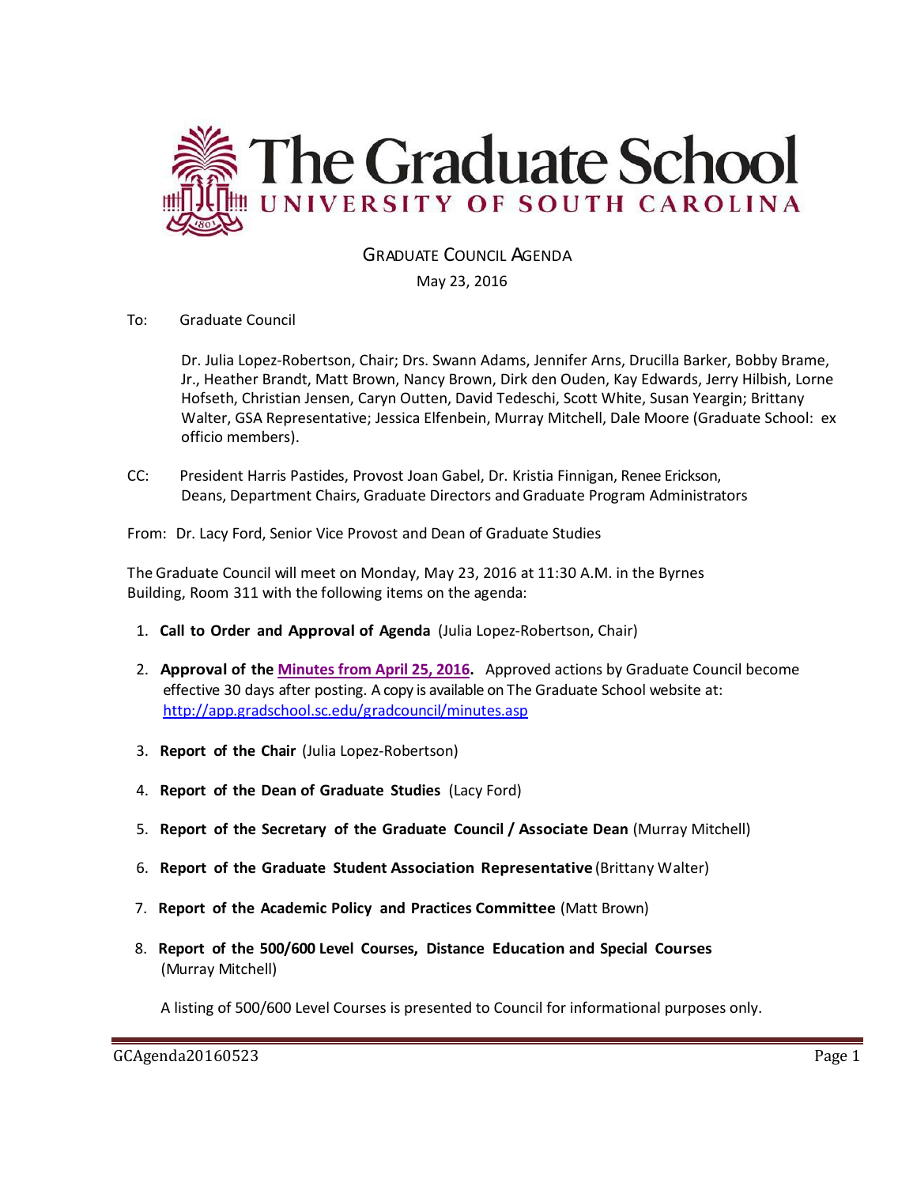# The Graduate School

## UNIVERSITY OF SOUTH CAROLINA

### GRADUATE COUNCIL AGENDA

May 23, 2016

To: Graduate Council

Dr. Julia Lopez-Robertson, Chair; Drs. Swann Adams, Jennifer Arns, Drucilla Barker, Bobby Brame, Jr., Heather Brandt, Matt Brown, Nancy Brown, Dirk den Ouden, Kay Edwards, Jerry Hilbish, Lorne Hofseth, Christian Jensen, Caryn Outten, David Tedeschi, Scott White, Susan Yeargin; Brittany Walter, GSA Representative; Jessica Elfenbein, Murray Mitchell, Dale Moore (Graduate School: ex officio members).

CC: President Harris Pastides, Provost Joan Gabel, Dr. Kristia Finnigan, Renee Erickson, Deans, Department Chairs, Graduate Directors and Graduate Program Administrators

From: Dr. Lacy Ford, Senior Vice Provost and Dean of Graduate Studies

The Graduate Council will meet on Monday, May 23, 2016 at 11:30 A.M. in the Byrnes Building, Room 311 with the following items on the agenda:

1. **Call to Order and Approval of Agenda** (Julia Lopez-Robertson, Chair)
2. **Approval of the Minutes from April 25, 2016.** Approved actions by Graduate Council become effective 30 days after posting. A copy is available on The Graduate School website at: http://app.gradschool.sc.edu/gradcouncil/minutes.asp
3. **Report of the Chair** (Julia Lopez-Robertson)
4. **Report of the Dean of Graduate Studies** (Lacy Ford)
5. **Report of the Secretary of the Graduate Council / Associate Dean** (Murray Mitchell)
6. **Report of the Graduate Student Association Representative** (Brittany Walter)
7. **Report of the Academic Policy and Practices Committee** (Matt Brown)
8. **Report of the 500/600 Level Courses, Distance Education and Special Courses** (Murray Mitchell)

   A listing of 500/600 Level Courses is presented to Council for informational purposes only.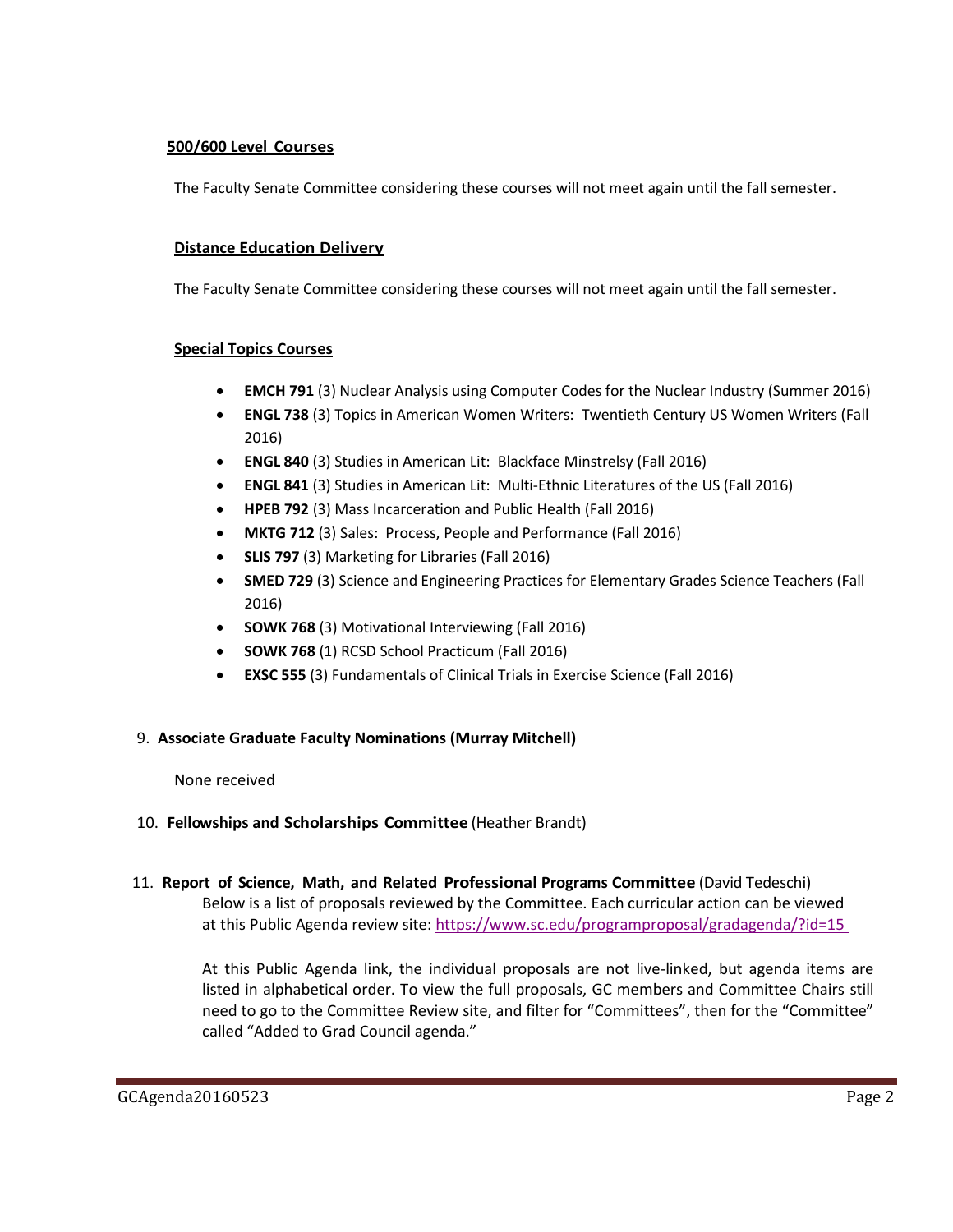**500/600 Level Courses**

The Faculty Senate Committee considering these courses will not meet again until the fall semester.

**Distance Education Delivery**

The Faculty Senate Committee considering these courses will not meet again until the fall semester.

**Special Topics Courses**

- **EMCH 791** (3) Nuclear Analysis using Computer Codes for the Nuclear Industry (Summer 2016)
- **ENGL 738** (3) Topics in American Women Writers: Twentieth Century US Women Writers (Fall 2016)
- **ENGL 840** (3) Studies in American Lit: Blackface Minstrelsy (Fall 2016)
- **ENGL 841** (3) Studies in American Lit: Multi-Ethnic Literatures of the US (Fall 2016)
- **HPEB 792** (3) Mass Incarceration and Public Health (Fall 2016)
- **MKTG 712** (3) Sales: Process, People and Performance (Fall 2016)
- **SLIS 797** (3) Marketing for Libraries (Fall 2016)
- **SMED 729** (3) Science and Engineering Practices for Elementary Grades Science Teachers (Fall 2016)
- **SOWK 768** (3) Motivational Interviewing (Fall 2016)
- **SOWK 768** (1) RCSD School Practicum (Fall 2016)
- **EXSC 555** (3) Fundamentals of Clinical Trials in Exercise Science (Fall 2016)

9. **Associate Graduate Faculty Nominations (Murray Mitchell)**

None received

10. **Fellowships and Scholarships Committee** (Heather Brandt)

11. **Report of Science, Math, and Related Professional Programs Committee** (David Tedeschi)
Below is a list of proposals reviewed by the Committee. Each curricular action can be viewed at this Public Agenda review site: https://www.sc.edu/programproposal/gradagenda/?id=15

At this Public Agenda link, the individual proposals are not live-linked, but agenda items are listed in alphabetical order. To view the full proposals, GC members and Committee Chairs still need to go to the Committee Review site, and filter for "Committees", then for the "Committee" called "Added to Grad Council agenda."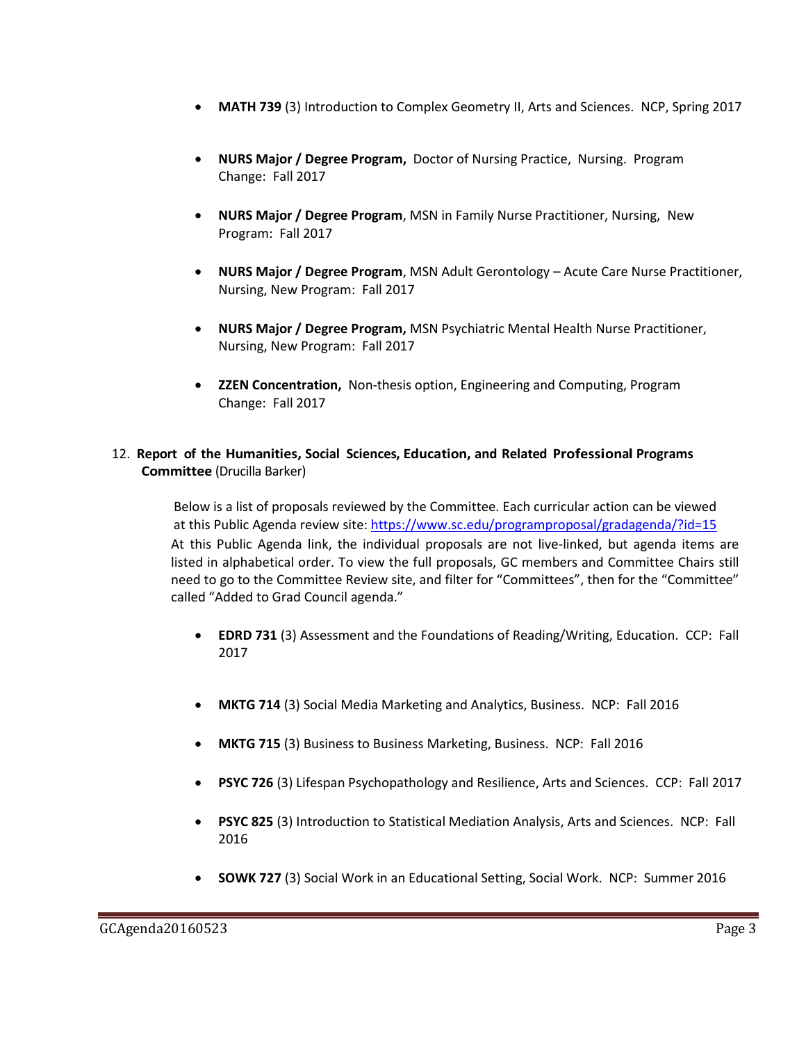- **MATH 739** (3) Introduction to Complex Geometry II, Arts and Sciences. NCP, Spring 2017

- **NURS Major / Degree Program,** Doctor of Nursing Practice, Nursing. Program Change: Fall 2017

- **NURS Major / Degree Program**, MSN in Family Nurse Practitioner, Nursing, New Program: Fall 2017

- **NURS Major / Degree Program**, MSN Adult Gerontology – Acute Care Nurse Practitioner, Nursing, New Program: Fall 2017

- **NURS Major / Degree Program,** MSN Psychiatric Mental Health Nurse Practitioner, Nursing, New Program: Fall 2017

- **ZZEN Concentration,** Non-thesis option, Engineering and Computing, Program Change: Fall 2017

12. **Report of the Humanities, Social Sciences, Education, and Related Professional Programs Committee** (Drucilla Barker)

Below is a list of proposals reviewed by the Committee. Each curricular action can be viewed at this Public Agenda review site: https://www.sc.edu/programproposal/gradagenda/?id=15
At this Public Agenda link, the individual proposals are not live-linked, but agenda items are listed in alphabetical order. To view the full proposals, GC members and Committee Chairs still need to go to the Committee Review site, and filter for "Committees", then for the "Committee" called "Added to Grad Council agenda."

- **EDRD 731** (3) Assessment and the Foundations of Reading/Writing, Education. CCP: Fall 2017

- **MKTG 714** (3) Social Media Marketing and Analytics, Business. NCP: Fall 2016

- **MKTG 715** (3) Business to Business Marketing, Business. NCP: Fall 2016

- **PSYC 726** (3) Lifespan Psychopathology and Resilience, Arts and Sciences. CCP: Fall 2017

- **PSYC 825** (3) Introduction to Statistical Mediation Analysis, Arts and Sciences. NCP: Fall 2016

- **SOWK 727** (3) Social Work in an Educational Setting, Social Work. NCP: Summer 2016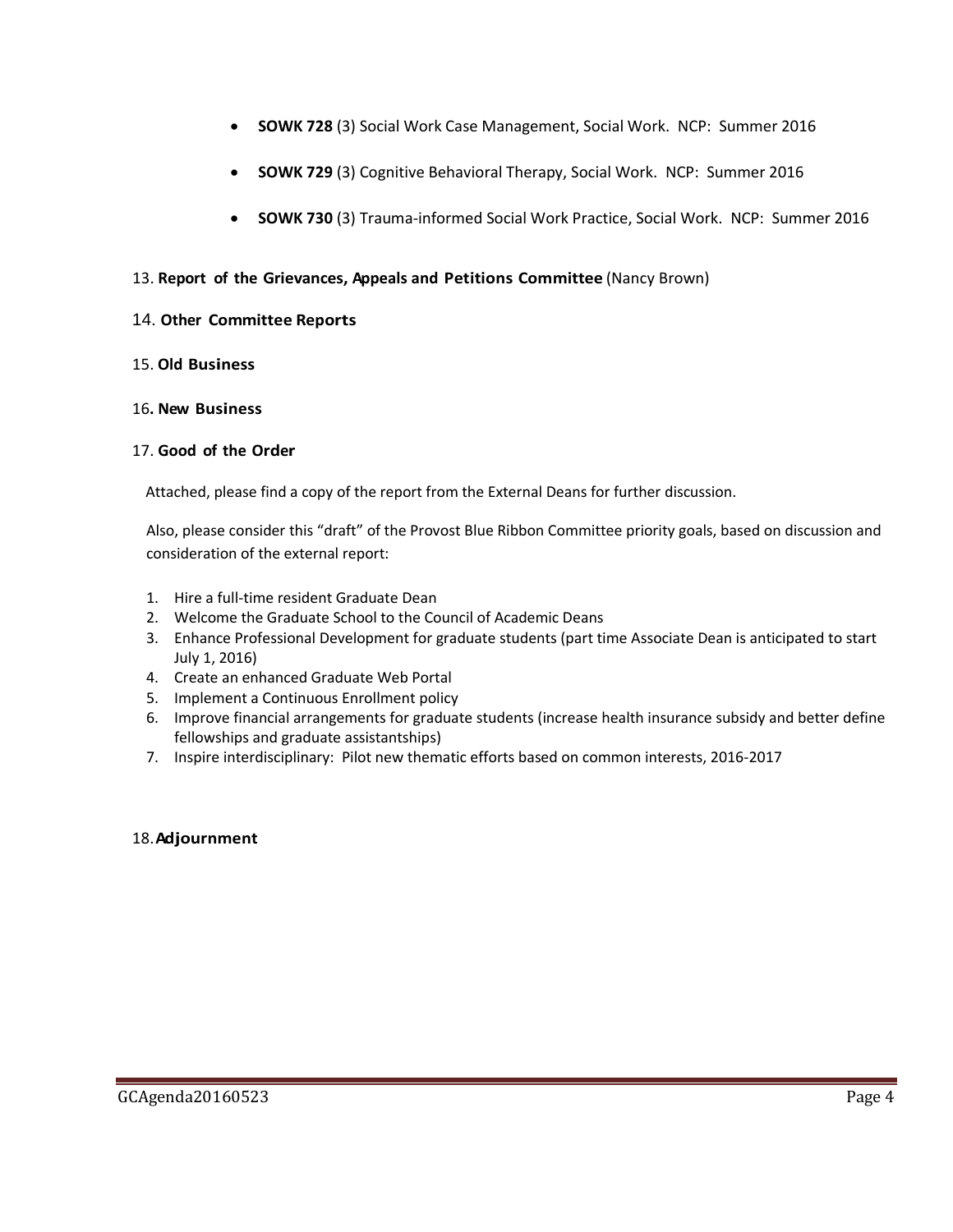- **SOWK 728** (3) Social Work Case Management, Social Work. NCP: Summer 2016
- **SOWK 729** (3) Cognitive Behavioral Therapy, Social Work. NCP: Summer 2016
- **SOWK 730** (3) Trauma-informed Social Work Practice, Social Work. NCP: Summer 2016

13. **Report of the Grievances, Appeals and Petitions Committee** (Nancy Brown)

14. **Other Committee Reports**

15. **Old Business**

16. **New Business**

17. **Good of the Order**

Attached, please find a copy of the report from the External Deans for further discussion.

Also, please consider this "draft" of the Provost Blue Ribbon Committee priority goals, based on discussion and consideration of the external report:

1. Hire a full-time resident Graduate Dean
2. Welcome the Graduate School to the Council of Academic Deans
3. Enhance Professional Development for graduate students (part time Associate Dean is anticipated to start July 1, 2016)
4. Create an enhanced Graduate Web Portal
5. Implement a Continuous Enrollment policy
6. Improve financial arrangements for graduate students (increase health insurance subsidy and better define fellowships and graduate assistantships)
7. Inspire interdisciplinary: Pilot new thematic efforts based on common interests, 2016-2017

18. **Adjournment**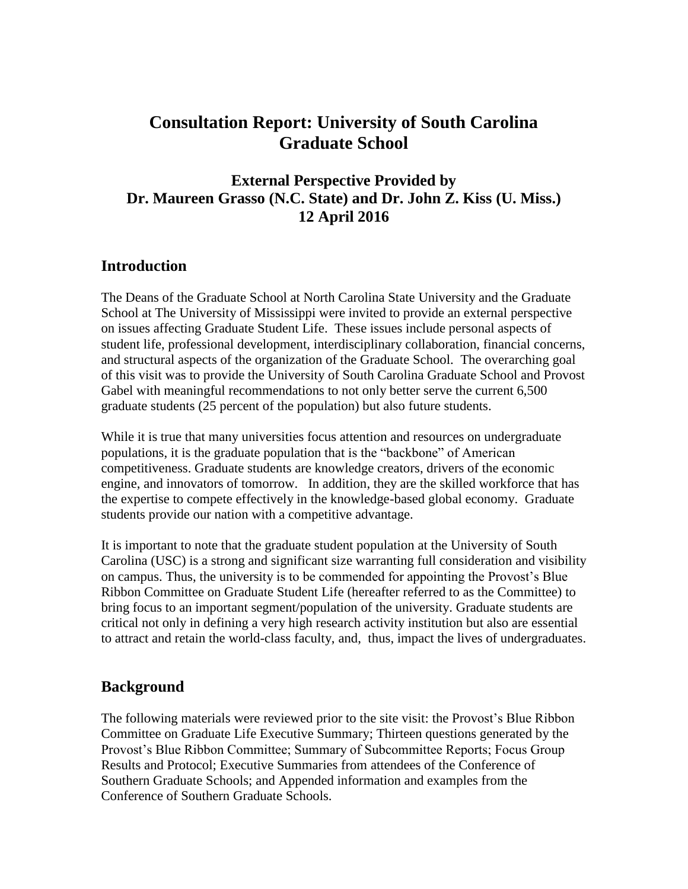# Consultation Report: University of South Carolina Graduate School

## External Perspective Provided by Dr. Maureen Grasso (N.C. State) and Dr. John Z. Kiss (U. Miss.) 12 April 2016

## Introduction

The Deans of the Graduate School at North Carolina State University and the Graduate School at The University of Mississippi were invited to provide an external perspective on issues affecting Graduate Student Life. These issues include personal aspects of student life, professional development, interdisciplinary collaboration, financial concerns, and structural aspects of the organization of the Graduate School. The overarching goal of this visit was to provide the University of South Carolina Graduate School and Provost Gabel with meaningful recommendations to not only better serve the current 6,500 graduate students (25 percent of the population) but also future students.

While it is true that many universities focus attention and resources on undergraduate populations, it is the graduate population that is the "backbone" of American competitiveness. Graduate students are knowledge creators, drivers of the economic engine, and innovators of tomorrow. In addition, they are the skilled workforce that has the expertise to compete effectively in the knowledge-based global economy. Graduate students provide our nation with a competitive advantage.

It is important to note that the graduate student population at the University of South Carolina (USC) is a strong and significant size warranting full consideration and visibility on campus. Thus, the university is to be commended for appointing the Provost's Blue Ribbon Committee on Graduate Student Life (hereafter referred to as the Committee) to bring focus to an important segment/population of the university. Graduate students are critical not only in defining a very high research activity institution but also are essential to attract and retain the world-class faculty, and, thus, impact the lives of undergraduates.

## Background

The following materials were reviewed prior to the site visit: the Provost's Blue Ribbon Committee on Graduate Life Executive Summary; Thirteen questions generated by the Provost's Blue Ribbon Committee; Summary of Subcommittee Reports; Focus Group Results and Protocol; Executive Summaries from attendees of the Conference of Southern Graduate Schools; and Appended information and examples from the Conference of Southern Graduate Schools.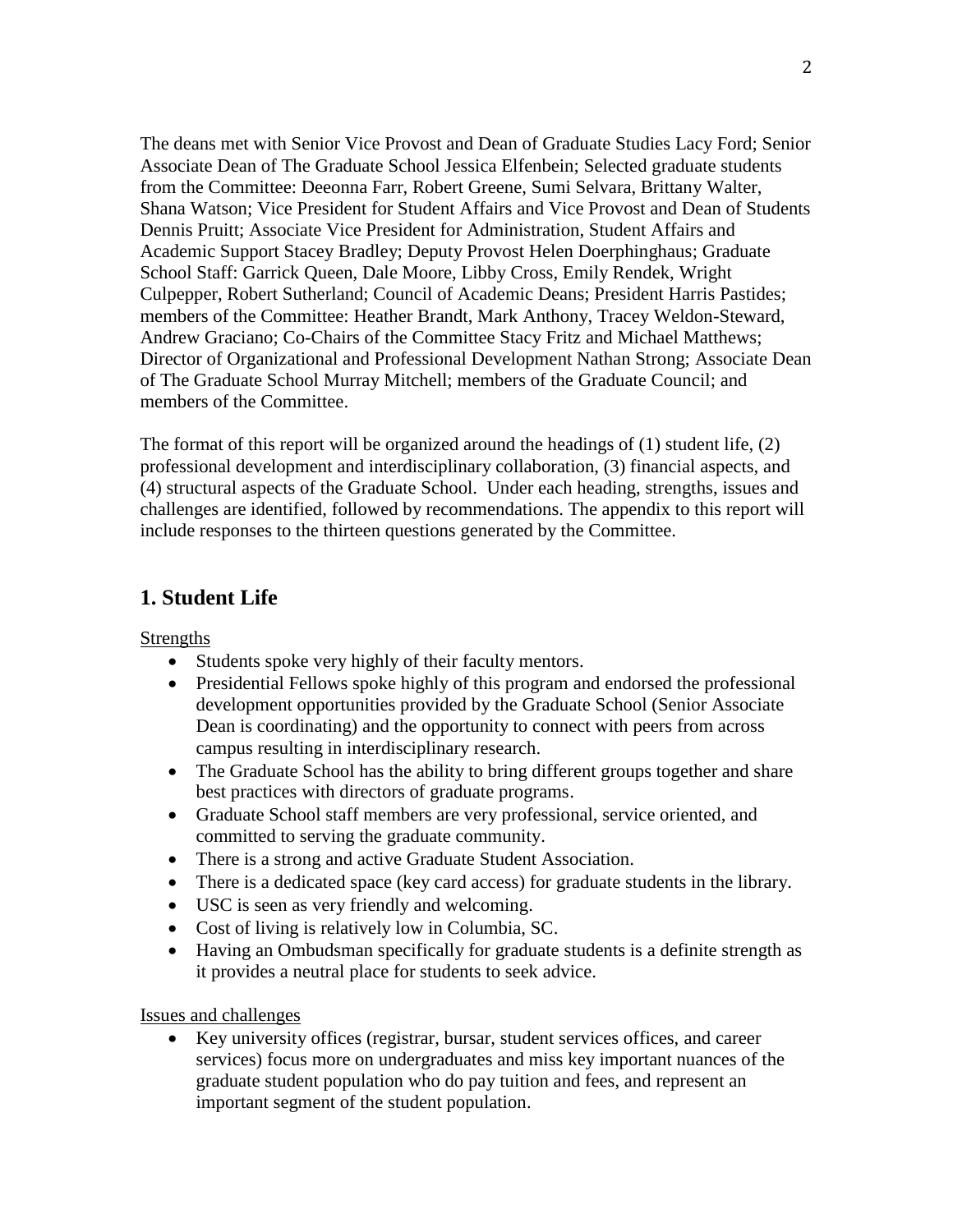The deans met with Senior Vice Provost and Dean of Graduate Studies Lacy Ford; Senior Associate Dean of The Graduate School Jessica Elfenbein; Selected graduate students from the Committee: Deeonna Farr, Robert Greene, Sumi Selvara, Brittany Walter, Shana Watson; Vice President for Student Affairs and Vice Provost and Dean of Students Dennis Pruitt; Associate Vice President for Administration, Student Affairs and Academic Support Stacey Bradley; Deputy Provost Helen Doerphinghaus; Graduate School Staff: Garrick Queen, Dale Moore, Libby Cross, Emily Rendek, Wright Culpepper, Robert Sutherland; Council of Academic Deans; President Harris Pastides; members of the Committee: Heather Brandt, Mark Anthony, Tracey Weldon-Steward, Andrew Graciano; Co-Chairs of the Committee Stacy Fritz and Michael Matthews; Director of Organizational and Professional Development Nathan Strong; Associate Dean of The Graduate School Murray Mitchell; members of the Graduate Council; and members of the Committee.

The format of this report will be organized around the headings of (1) student life, (2) professional development and interdisciplinary collaboration, (3) financial aspects, and (4) structural aspects of the Graduate School. Under each heading, strengths, issues and challenges are identified, followed by recommendations. The appendix to this report will include responses to the thirteen questions generated by the Committee.

## 1. Student Life

Strengths

- Students spoke very highly of their faculty mentors.
- Presidential Fellows spoke highly of this program and endorsed the professional development opportunities provided by the Graduate School (Senior Associate Dean is coordinating) and the opportunity to connect with peers from across campus resulting in interdisciplinary research.
- The Graduate School has the ability to bring different groups together and share best practices with directors of graduate programs.
- Graduate School staff members are very professional, service oriented, and committed to serving the graduate community.
- There is a strong and active Graduate Student Association.
- There is a dedicated space (key card access) for graduate students in the library.
- USC is seen as very friendly and welcoming.
- Cost of living is relatively low in Columbia, SC.
- Having an Ombudsman specifically for graduate students is a definite strength as it provides a neutral place for students to seek advice.

Issues and challenges

- Key university offices (registrar, bursar, student services offices, and career services) focus more on undergraduates and miss key important nuances of the graduate student population who do pay tuition and fees, and represent an important segment of the student population.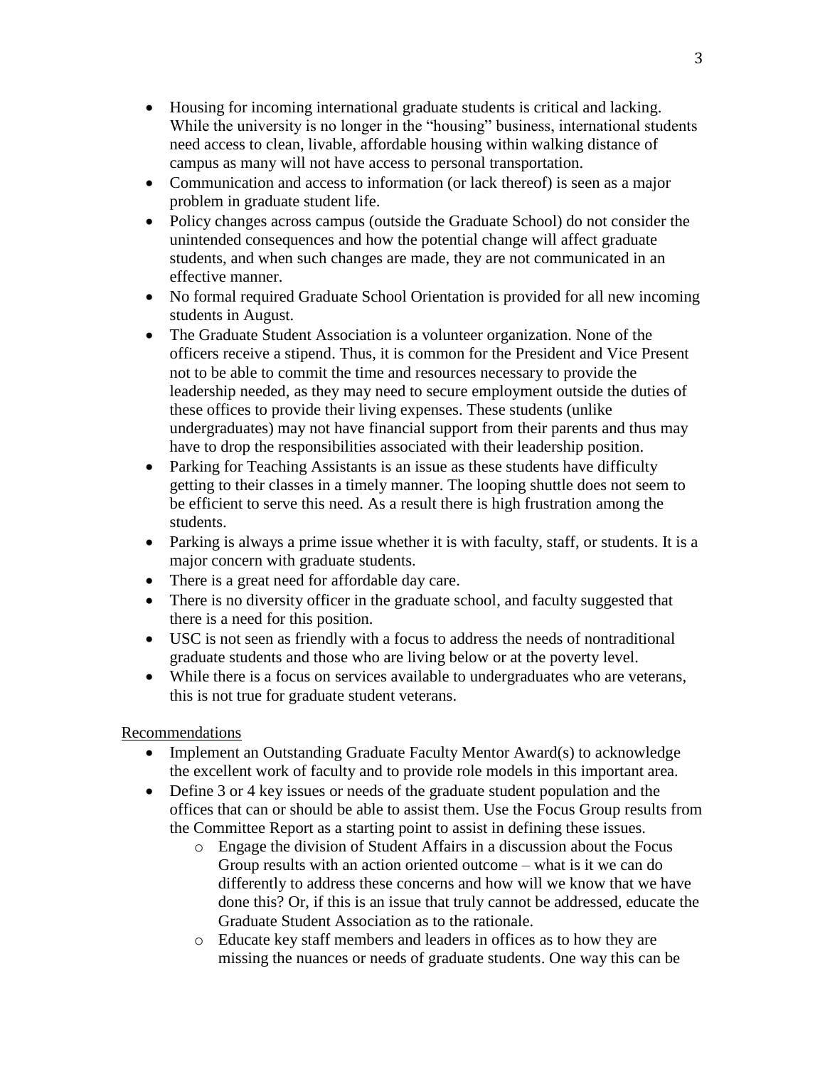- Housing for incoming international graduate students is critical and lacking. While the university is no longer in the "housing" business, international students need access to clean, livable, affordable housing within walking distance of campus as many will not have access to personal transportation.
- Communication and access to information (or lack thereof) is seen as a major problem in graduate student life.
- Policy changes across campus (outside the Graduate School) do not consider the unintended consequences and how the potential change will affect graduate students, and when such changes are made, they are not communicated in an effective manner.
- No formal required Graduate School Orientation is provided for all new incoming students in August.
- The Graduate Student Association is a volunteer organization. None of the officers receive a stipend. Thus, it is common for the President and Vice Present not to be able to commit the time and resources necessary to provide the leadership needed, as they may need to secure employment outside the duties of these offices to provide their living expenses. These students (unlike undergraduates) may not have financial support from their parents and thus may have to drop the responsibilities associated with their leadership position.
- Parking for Teaching Assistants is an issue as these students have difficulty getting to their classes in a timely manner. The looping shuttle does not seem to be efficient to serve this need. As a result there is high frustration among the students.
- Parking is always a prime issue whether it is with faculty, staff, or students. It is a major concern with graduate students.
- There is a great need for affordable day care.
- There is no diversity officer in the graduate school, and faculty suggested that there is a need for this position.
- USC is not seen as friendly with a focus to address the needs of nontraditional graduate students and those who are living below or at the poverty level.
- While there is a focus on services available to undergraduates who are veterans, this is not true for graduate student veterans.

<u>Recommendations</u>

- Implement an Outstanding Graduate Faculty Mentor Award(s) to acknowledge the excellent work of faculty and to provide role models in this important area.
- Define 3 or 4 key issues or needs of the graduate student population and the offices that can or should be able to assist them. Use the Focus Group results from the Committee Report as a starting point to assist in defining these issues.
    - Engage the division of Student Affairs in a discussion about the Focus Group results with an action oriented outcome – what is it we can do differently to address these concerns and how will we know that we have done this? Or, if this is an issue that truly cannot be addressed, educate the Graduate Student Association as to the rationale.
    - Educate key staff members and leaders in offices as to how they are missing the nuances or needs of graduate students. One way this can be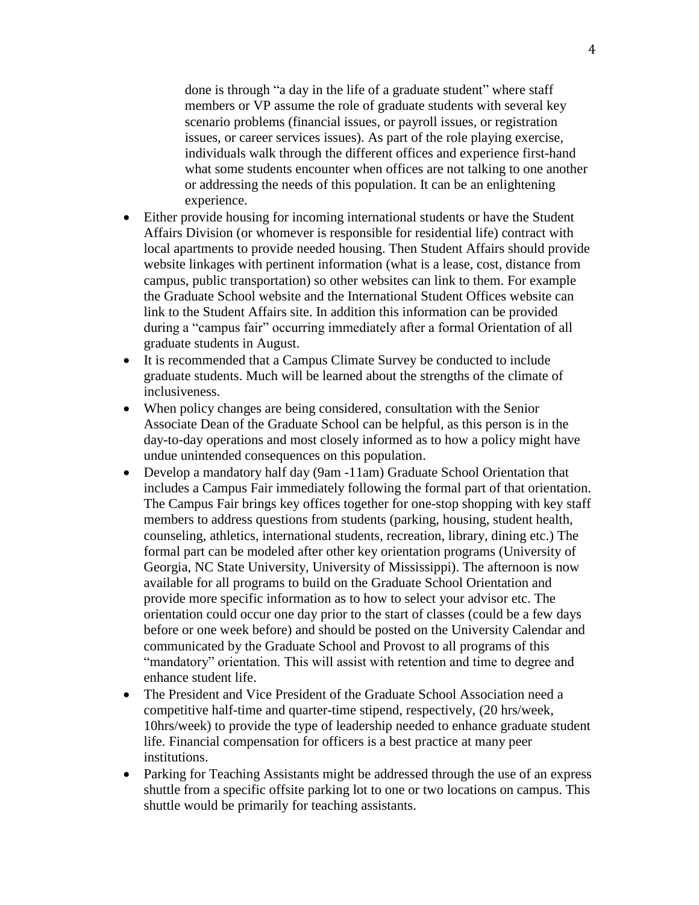done is through "a day in the life of a graduate student" where staff members or VP assume the role of graduate students with several key scenario problems (financial issues, or payroll issues, or registration issues, or career services issues). As part of the role playing exercise, individuals walk through the different offices and experience first-hand what some students encounter when offices are not talking to one another or addressing the needs of this population. It can be an enlightening experience.

- Either provide housing for incoming international students or have the Student Affairs Division (or whomever is responsible for residential life) contract with local apartments to provide needed housing. Then Student Affairs should provide website linkages with pertinent information (what is a lease, cost, distance from campus, public transportation) so other websites can link to them. For example the Graduate School website and the International Student Offices website can link to the Student Affairs site. In addition this information can be provided during a "campus fair" occurring immediately after a formal Orientation of all graduate students in August.
- It is recommended that a Campus Climate Survey be conducted to include graduate students. Much will be learned about the strengths of the climate of inclusiveness.
- When policy changes are being considered, consultation with the Senior Associate Dean of the Graduate School can be helpful, as this person is in the day-to-day operations and most closely informed as to how a policy might have undue unintended consequences on this population.
- Develop a mandatory half day (9am -11am) Graduate School Orientation that includes a Campus Fair immediately following the formal part of that orientation. The Campus Fair brings key offices together for one-stop shopping with key staff members to address questions from students (parking, housing, student health, counseling, athletics, international students, recreation, library, dining etc.) The formal part can be modeled after other key orientation programs (University of Georgia, NC State University, University of Mississippi). The afternoon is now available for all programs to build on the Graduate School Orientation and provide more specific information as to how to select your advisor etc. The orientation could occur one day prior to the start of classes (could be a few days before or one week before) and should be posted on the University Calendar and communicated by the Graduate School and Provost to all programs of this "mandatory" orientation. This will assist with retention and time to degree and enhance student life.
- The President and Vice President of the Graduate School Association need a competitive half-time and quarter-time stipend, respectively, (20 hrs/week, 10hrs/week) to provide the type of leadership needed to enhance graduate student life. Financial compensation for officers is a best practice at many peer institutions.
- Parking for Teaching Assistants might be addressed through the use of an express shuttle from a specific offsite parking lot to one or two locations on campus. This shuttle would be primarily for teaching assistants.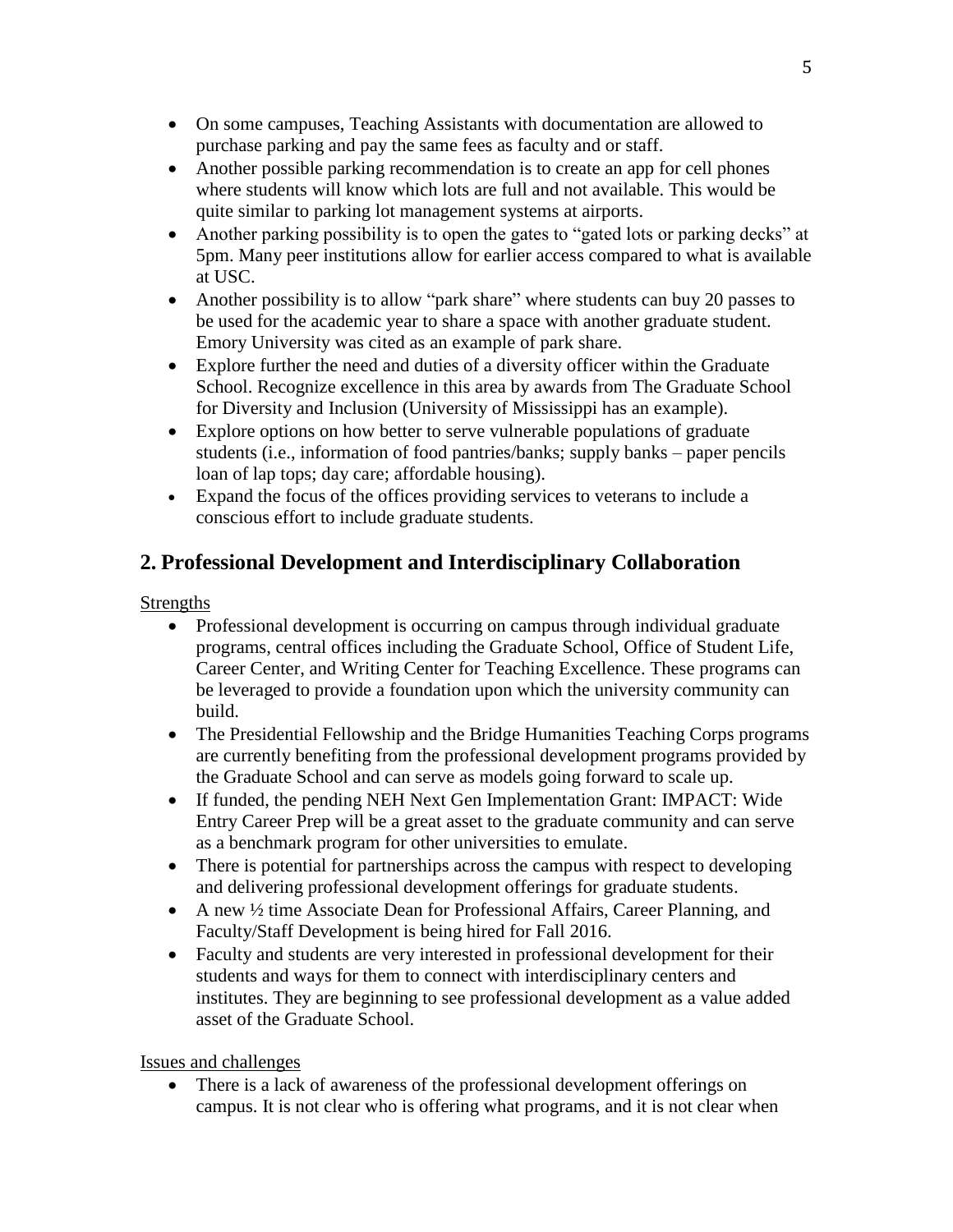- On some campuses, Teaching Assistants with documentation are allowed to purchase parking and pay the same fees as faculty and or staff.
- Another possible parking recommendation is to create an app for cell phones where students will know which lots are full and not available. This would be quite similar to parking lot management systems at airports.
- Another parking possibility is to open the gates to "gated lots or parking decks" at 5pm. Many peer institutions allow for earlier access compared to what is available at USC.
- Another possibility is to allow "park share" where students can buy 20 passes to be used for the academic year to share a space with another graduate student. Emory University was cited as an example of park share.
- Explore further the need and duties of a diversity officer within the Graduate School. Recognize excellence in this area by awards from The Graduate School for Diversity and Inclusion (University of Mississippi has an example).
- Explore options on how better to serve vulnerable populations of graduate students (i.e., information of food pantries/banks; supply banks – paper pencils loan of lap tops; day care; affordable housing).
- Expand the focus of the offices providing services to veterans to include a conscious effort to include graduate students.

## 2. Professional Development and Interdisciplinary Collaboration

Strengths

- Professional development is occurring on campus through individual graduate programs, central offices including the Graduate School, Office of Student Life, Career Center, and Writing Center for Teaching Excellence. These programs can be leveraged to provide a foundation upon which the university community can build.
- The Presidential Fellowship and the Bridge Humanities Teaching Corps programs are currently benefiting from the professional development programs provided by the Graduate School and can serve as models going forward to scale up.
- If funded, the pending NEH Next Gen Implementation Grant: IMPACT: Wide Entry Career Prep will be a great asset to the graduate community and can serve as a benchmark program for other universities to emulate.
- There is potential for partnerships across the campus with respect to developing and delivering professional development offerings for graduate students.
- A new ½ time Associate Dean for Professional Affairs, Career Planning, and Faculty/Staff Development is being hired for Fall 2016.
- Faculty and students are very interested in professional development for their students and ways for them to connect with interdisciplinary centers and institutes. They are beginning to see professional development as a value added asset of the Graduate School.

Issues and challenges

- There is a lack of awareness of the professional development offerings on campus. It is not clear who is offering what programs, and it is not clear when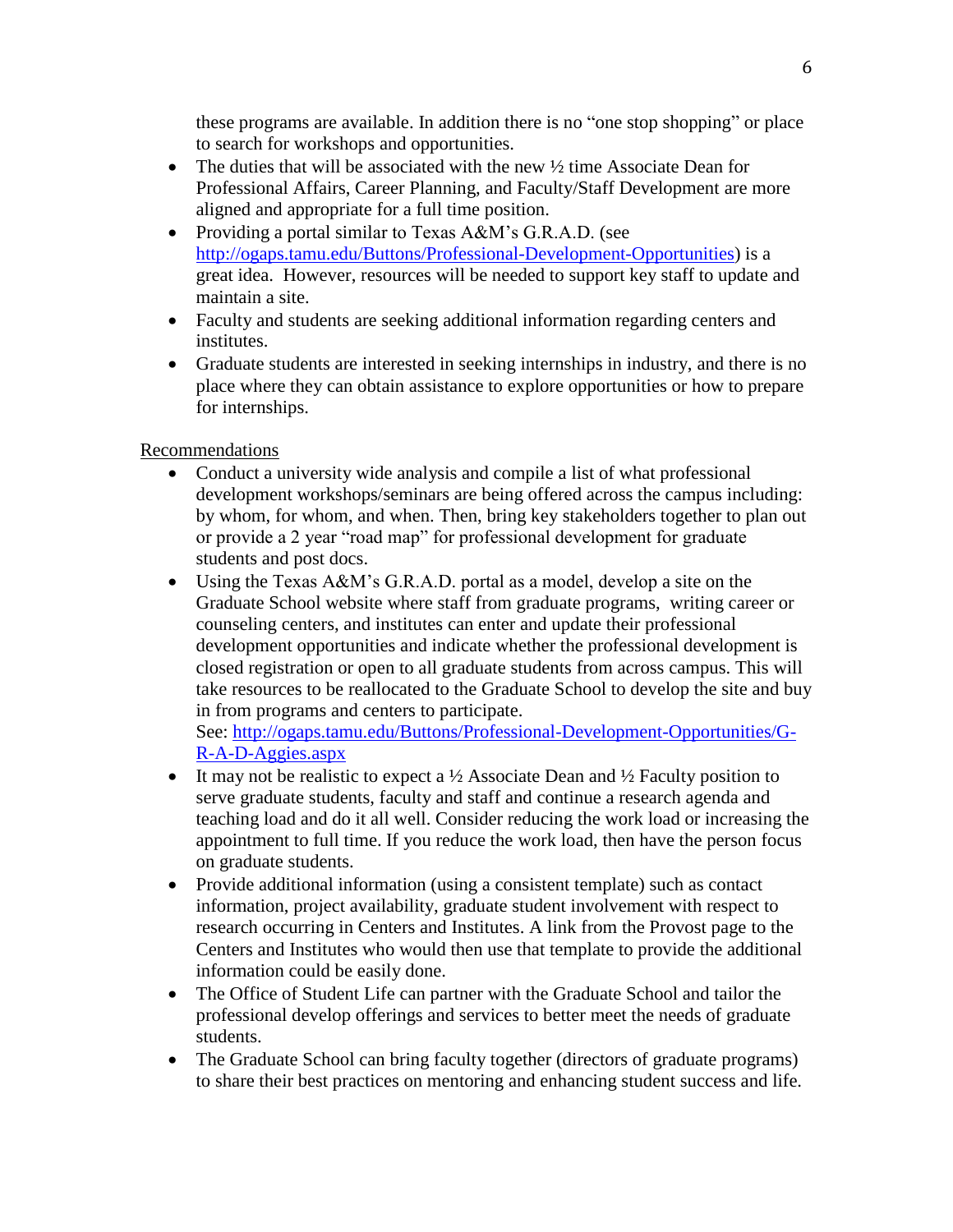these programs are available. In addition there is no "one stop shopping" or place to search for workshops and opportunities.

- The duties that will be associated with the new ½ time Associate Dean for Professional Affairs, Career Planning, and Faculty/Staff Development are more aligned and appropriate for a full time position.
- Providing a portal similar to Texas A&M's G.R.A.D. (see http://ogaps.tamu.edu/Buttons/Professional-Development-Opportunities) is a great idea. However, resources will be needed to support key staff to update and maintain a site.
- Faculty and students are seeking additional information regarding centers and institutes.
- Graduate students are interested in seeking internships in industry, and there is no place where they can obtain assistance to explore opportunities or how to prepare for internships.

Recommendations

- Conduct a university wide analysis and compile a list of what professional development workshops/seminars are being offered across the campus including: by whom, for whom, and when. Then, bring key stakeholders together to plan out or provide a 2 year "road map" for professional development for graduate students and post docs.
- Using the Texas A&M's G.R.A.D. portal as a model, develop a site on the Graduate School website where staff from graduate programs, writing career or counseling centers, and institutes can enter and update their professional development opportunities and indicate whether the professional development is closed registration or open to all graduate students from across campus. This will take resources to be reallocated to the Graduate School to develop the site and buy in from programs and centers to participate.
  See: http://ogaps.tamu.edu/Buttons/Professional-Development-Opportunities/G-R-A-D-Aggies.aspx
- It may not be realistic to expect a ½ Associate Dean and ½ Faculty position to serve graduate students, faculty and staff and continue a research agenda and teaching load and do it all well. Consider reducing the work load or increasing the appointment to full time. If you reduce the work load, then have the person focus on graduate students.
- Provide additional information (using a consistent template) such as contact information, project availability, graduate student involvement with respect to research occurring in Centers and Institutes. A link from the Provost page to the Centers and Institutes who would then use that template to provide the additional information could be easily done.
- The Office of Student Life can partner with the Graduate School and tailor the professional develop offerings and services to better meet the needs of graduate students.
- The Graduate School can bring faculty together (directors of graduate programs) to share their best practices on mentoring and enhancing student success and life.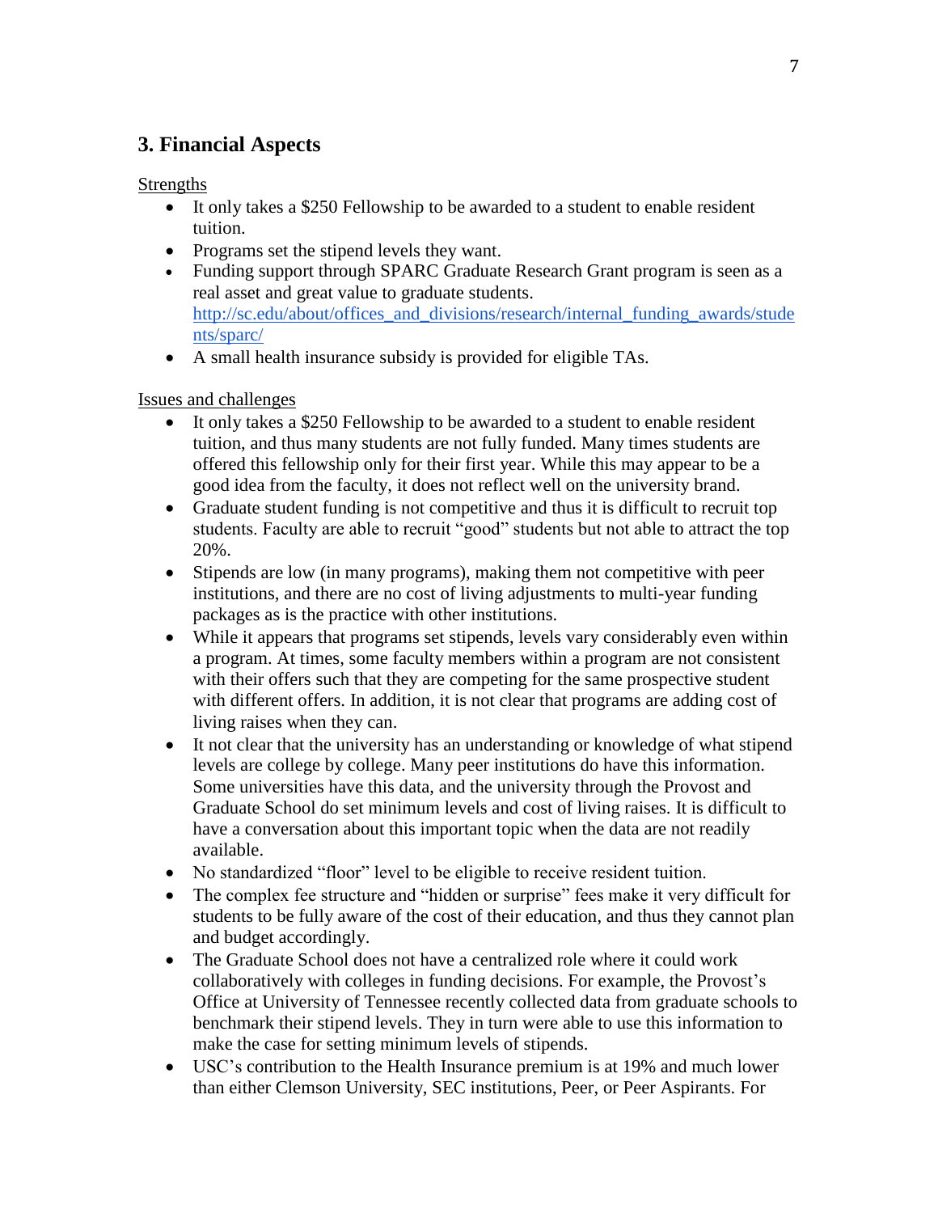## 3. Financial Aspects

Strengths

- It only takes a $250 Fellowship to be awarded to a student to enable resident tuition.
- Programs set the stipend levels they want.
- Funding support through SPARC Graduate Research Grant program is seen as a real asset and great value to graduate students. http://sc.edu/about/offices_and_divisions/research/internal_funding_awards/students/sparc/
- A small health insurance subsidy is provided for eligible TAs.

Issues and challenges

- It only takes a $250 Fellowship to be awarded to a student to enable resident tuition, and thus many students are not fully funded. Many times students are offered this fellowship only for their first year. While this may appear to be a good idea from the faculty, it does not reflect well on the university brand.
- Graduate student funding is not competitive and thus it is difficult to recruit top students. Faculty are able to recruit "good" students but not able to attract the top 20%.
- Stipends are low (in many programs), making them not competitive with peer institutions, and there are no cost of living adjustments to multi-year funding packages as is the practice with other institutions.
- While it appears that programs set stipends, levels vary considerably even within a program. At times, some faculty members within a program are not consistent with their offers such that they are competing for the same prospective student with different offers. In addition, it is not clear that programs are adding cost of living raises when they can.
- It not clear that the university has an understanding or knowledge of what stipend levels are college by college. Many peer institutions do have this information. Some universities have this data, and the university through the Provost and Graduate School do set minimum levels and cost of living raises. It is difficult to have a conversation about this important topic when the data are not readily available.
- No standardized "floor" level to be eligible to receive resident tuition.
- The complex fee structure and "hidden or surprise" fees make it very difficult for students to be fully aware of the cost of their education, and thus they cannot plan and budget accordingly.
- The Graduate School does not have a centralized role where it could work collaboratively with colleges in funding decisions. For example, the Provost's Office at University of Tennessee recently collected data from graduate schools to benchmark their stipend levels. They in turn were able to use this information to make the case for setting minimum levels of stipends.
- USC's contribution to the Health Insurance premium is at 19% and much lower than either Clemson University, SEC institutions, Peer, or Peer Aspirants. For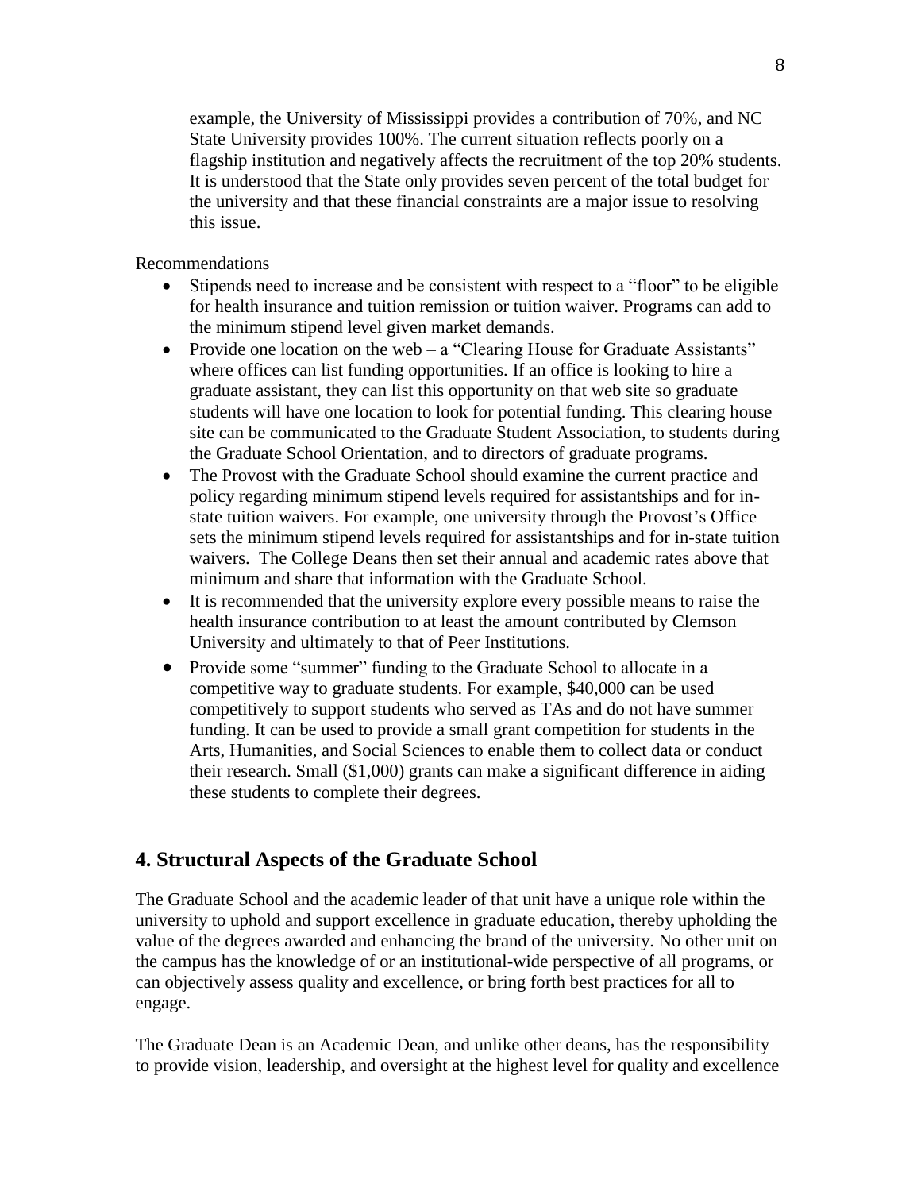example, the University of Mississippi provides a contribution of 70%, and NC State University provides 100%. The current situation reflects poorly on a flagship institution and negatively affects the recruitment of the top 20% students. It is understood that the State only provides seven percent of the total budget for the university and that these financial constraints are a major issue to resolving this issue.

Recommendations

- Stipends need to increase and be consistent with respect to a "floor" to be eligible for health insurance and tuition remission or tuition waiver. Programs can add to the minimum stipend level given market demands.
- Provide one location on the web – a "Clearing House for Graduate Assistants" where offices can list funding opportunities. If an office is looking to hire a graduate assistant, they can list this opportunity on that web site so graduate students will have one location to look for potential funding. This clearing house site can be communicated to the Graduate Student Association, to students during the Graduate School Orientation, and to directors of graduate programs.
- The Provost with the Graduate School should examine the current practice and policy regarding minimum stipend levels required for assistantships and for in-state tuition waivers. For example, one university through the Provost's Office sets the minimum stipend levels required for assistantships and for in-state tuition waivers. The College Deans then set their annual and academic rates above that minimum and share that information with the Graduate School.
- It is recommended that the university explore every possible means to raise the health insurance contribution to at least the amount contributed by Clemson University and ultimately to that of Peer Institutions.
- Provide some "summer" funding to the Graduate School to allocate in a competitive way to graduate students. For example, $40,000 can be used competitively to support students who served as TAs and do not have summer funding. It can be used to provide a small grant competition for students in the Arts, Humanities, and Social Sciences to enable them to collect data or conduct their research. Small ($1,000) grants can make a significant difference in aiding these students to complete their degrees.

## 4. Structural Aspects of the Graduate School

The Graduate School and the academic leader of that unit have a unique role within the university to uphold and support excellence in graduate education, thereby upholding the value of the degrees awarded and enhancing the brand of the university. No other unit on the campus has the knowledge of or an institutional-wide perspective of all programs, or can objectively assess quality and excellence, or bring forth best practices for all to engage.

The Graduate Dean is an Academic Dean, and unlike other deans, has the responsibility to provide vision, leadership, and oversight at the highest level for quality and excellence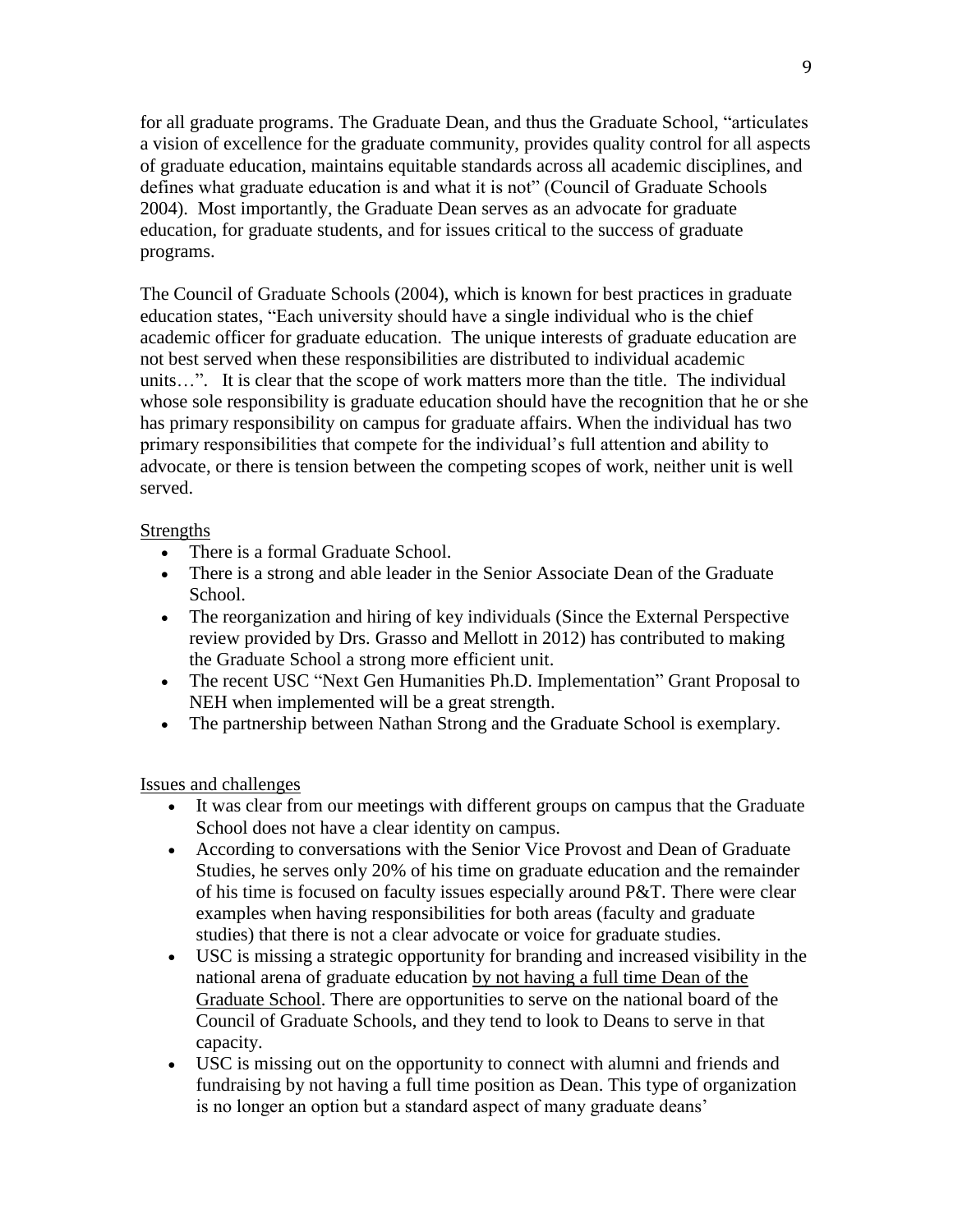for all graduate programs. The Graduate Dean, and thus the Graduate School, "articulates a vision of excellence for the graduate community, provides quality control for all aspects of graduate education, maintains equitable standards across all academic disciplines, and defines what graduate education is and what it is not" (Council of Graduate Schools 2004). Most importantly, the Graduate Dean serves as an advocate for graduate education, for graduate students, and for issues critical to the success of graduate programs.

The Council of Graduate Schools (2004), which is known for best practices in graduate education states, "Each university should have a single individual who is the chief academic officer for graduate education. The unique interests of graduate education are not best served when these responsibilities are distributed to individual academic units…". It is clear that the scope of work matters more than the title. The individual whose sole responsibility is graduate education should have the recognition that he or she has primary responsibility on campus for graduate affairs. When the individual has two primary responsibilities that compete for the individual's full attention and ability to advocate, or there is tension between the competing scopes of work, neither unit is well served.

<u>Strengths</u>

- There is a formal Graduate School.
- There is a strong and able leader in the Senior Associate Dean of the Graduate School.
- The reorganization and hiring of key individuals (Since the External Perspective review provided by Drs. Grasso and Mellott in 2012) has contributed to making the Graduate School a strong more efficient unit.
- The recent USC "Next Gen Humanities Ph.D. Implementation" Grant Proposal to NEH when implemented will be a great strength.
- The partnership between Nathan Strong and the Graduate School is exemplary.

<u>Issues and challenges</u>

- It was clear from our meetings with different groups on campus that the Graduate School does not have a clear identity on campus.
- According to conversations with the Senior Vice Provost and Dean of Graduate Studies, he serves only 20% of his time on graduate education and the remainder of his time is focused on faculty issues especially around P&T. There were clear examples when having responsibilities for both areas (faculty and graduate studies) that there is not a clear advocate or voice for graduate studies.
- USC is missing a strategic opportunity for branding and increased visibility in the national arena of graduate education <u>by not having a full time Dean of the Graduate School</u>. There are opportunities to serve on the national board of the Council of Graduate Schools, and they tend to look to Deans to serve in that capacity.
- USC is missing out on the opportunity to connect with alumni and friends and fundraising by not having a full time position as Dean. This type of organization is no longer an option but a standard aspect of many graduate deans'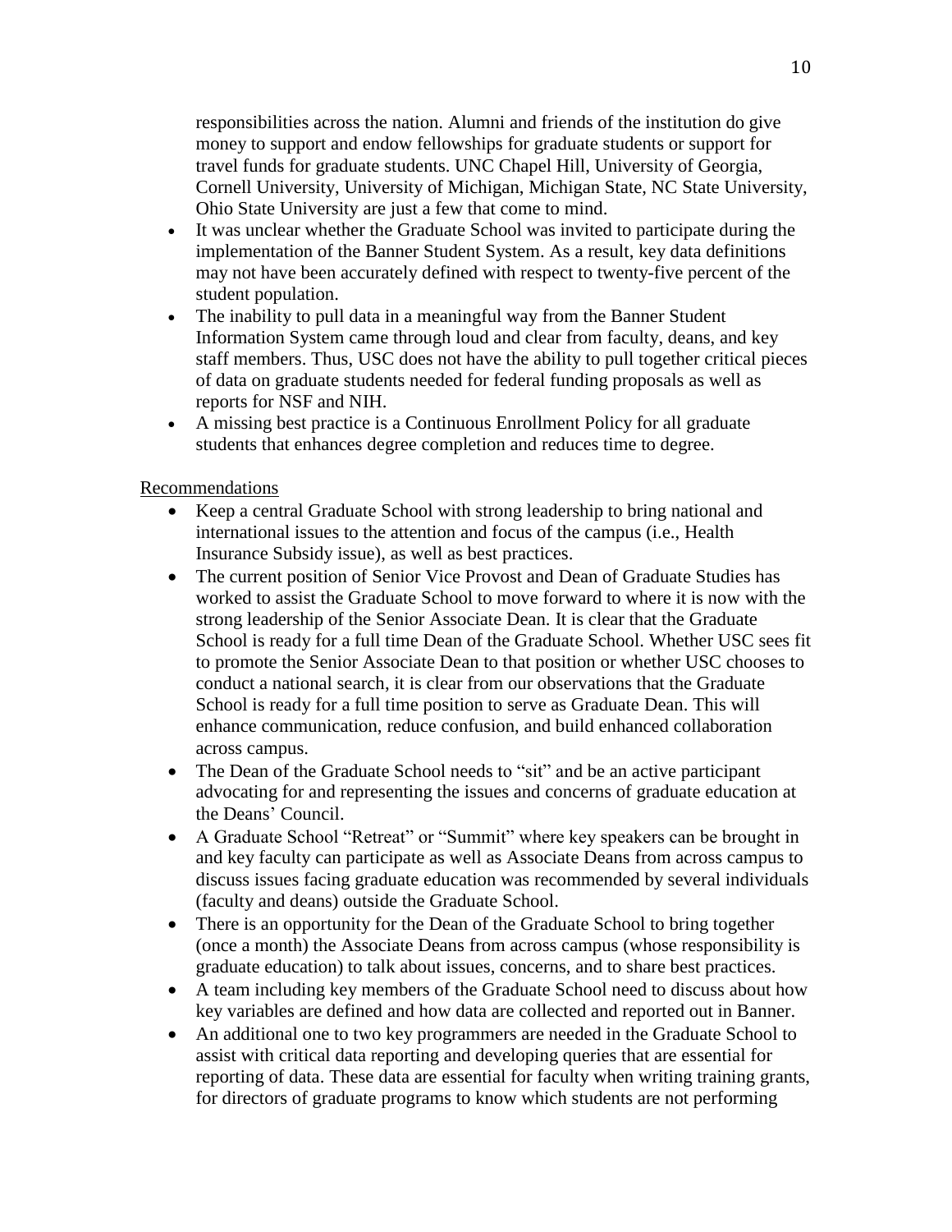responsibilities across the nation. Alumni and friends of the institution do give money to support and endow fellowships for graduate students or support for travel funds for graduate students. UNC Chapel Hill, University of Georgia, Cornell University, University of Michigan, Michigan State, NC State University, Ohio State University are just a few that come to mind.

- It was unclear whether the Graduate School was invited to participate during the implementation of the Banner Student System. As a result, key data definitions may not have been accurately defined with respect to twenty-five percent of the student population.
- The inability to pull data in a meaningful way from the Banner Student Information System came through loud and clear from faculty, deans, and key staff members. Thus, USC does not have the ability to pull together critical pieces of data on graduate students needed for federal funding proposals as well as reports for NSF and NIH.
- A missing best practice is a Continuous Enrollment Policy for all graduate students that enhances degree completion and reduces time to degree.

Recommendations

- Keep a central Graduate School with strong leadership to bring national and international issues to the attention and focus of the campus (i.e., Health Insurance Subsidy issue), as well as best practices.
- The current position of Senior Vice Provost and Dean of Graduate Studies has worked to assist the Graduate School to move forward to where it is now with the strong leadership of the Senior Associate Dean. It is clear that the Graduate School is ready for a full time Dean of the Graduate School. Whether USC sees fit to promote the Senior Associate Dean to that position or whether USC chooses to conduct a national search, it is clear from our observations that the Graduate School is ready for a full time position to serve as Graduate Dean. This will enhance communication, reduce confusion, and build enhanced collaboration across campus.
- The Dean of the Graduate School needs to "sit" and be an active participant advocating for and representing the issues and concerns of graduate education at the Deans' Council.
- A Graduate School "Retreat" or "Summit" where key speakers can be brought in and key faculty can participate as well as Associate Deans from across campus to discuss issues facing graduate education was recommended by several individuals (faculty and deans) outside the Graduate School.
- There is an opportunity for the Dean of the Graduate School to bring together (once a month) the Associate Deans from across campus (whose responsibility is graduate education) to talk about issues, concerns, and to share best practices.
- A team including key members of the Graduate School need to discuss about how key variables are defined and how data are collected and reported out in Banner.
- An additional one to two key programmers are needed in the Graduate School to assist with critical data reporting and developing queries that are essential for reporting of data. These data are essential for faculty when writing training grants, for directors of graduate programs to know which students are not performing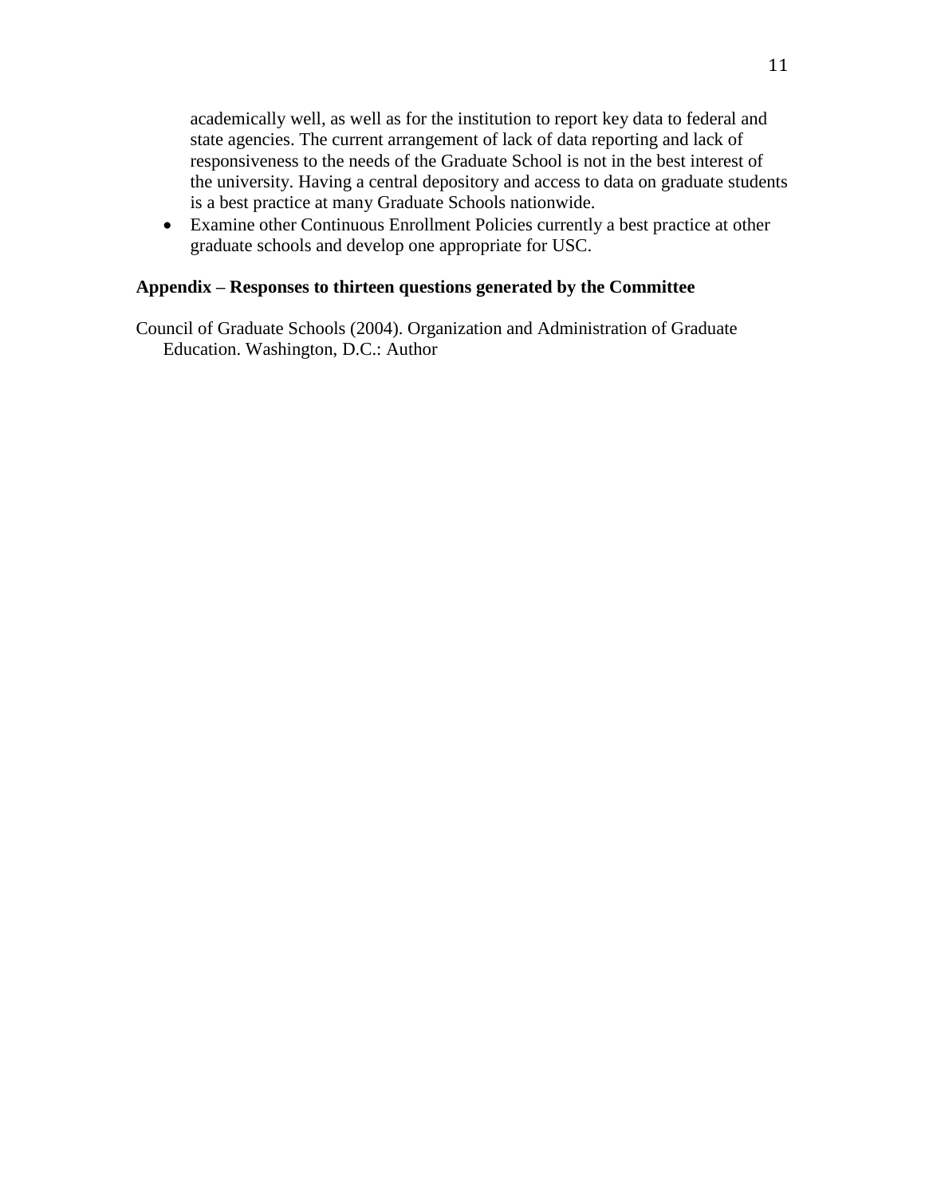academically well, as well as for the institution to report key data to federal and state agencies. The current arrangement of lack of data reporting and lack of responsiveness to the needs of the Graduate School is not in the best interest of the university. Having a central depository and access to data on graduate students is a best practice at many Graduate Schools nationwide.

- Examine other Continuous Enrollment Policies currently a best practice at other graduate schools and develop one appropriate for USC.

**Appendix – Responses to thirteen questions generated by the Committee**

Council of Graduate Schools (2004). Organization and Administration of Graduate Education. Washington, D.C.: Author